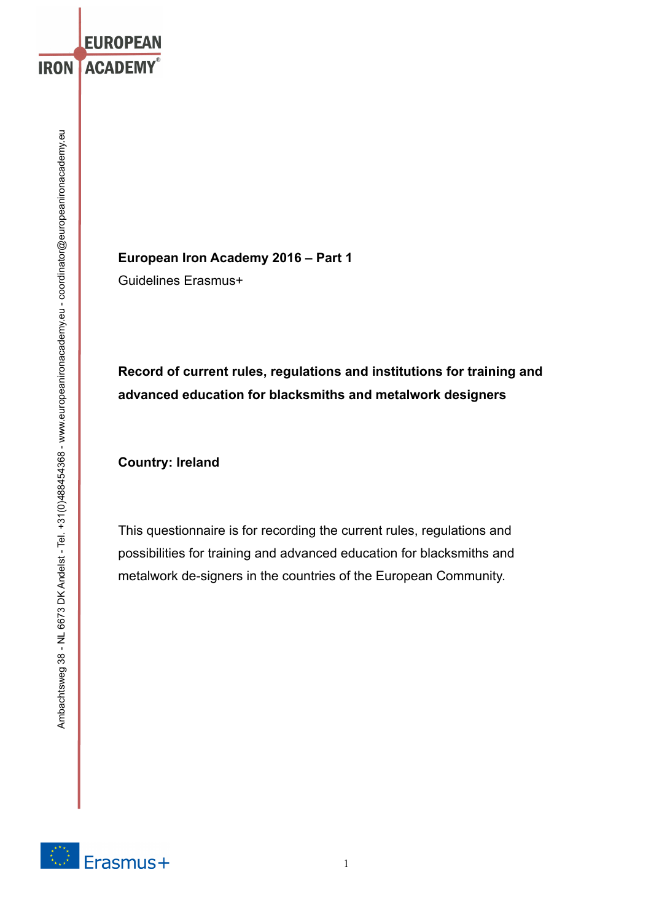**European Iron Academy 2016 – Part 1**

Guidelines Erasmus+

**Record of current rules, regulations and institutions for training and advanced education for blacksmiths and metalwork designers**

**Country: Ireland**

This questionnaire is for recording the current rules, regulations and possibilities for training and advanced education for blacksmiths and metalwork de-signers in the countries of the European Community.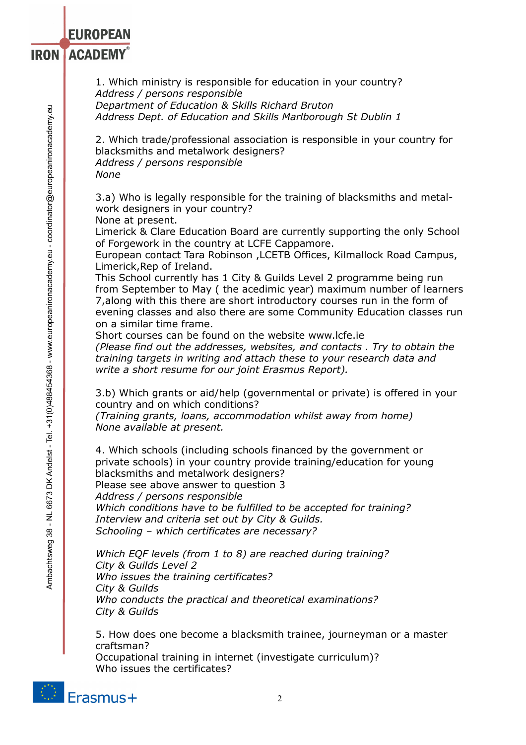1. Which ministry is responsible for education in your country?
*Address / persons responsible*
*Department of Education & Skills Richard Bruton*
*Address Dept. of Education and Skills Marlborough St Dublin 1*

2. Which trade/professional association is responsible in your country for blacksmiths and metalwork designers?
*Address / persons responsible*
*None*

3.a) Who is legally responsible for the training of blacksmiths and metal-work designers in your country?
None at present.
Limerick & Clare Education Board are currently supporting the only School of Forgework in the country at LCFE Cappamore.
European contact Tara Robinson ,LCETB Offices, Kilmallock Road Campus, Limerick,Rep of Ireland.
This School currently has 1 City & Guilds Level 2 programme being run from September to May ( the acedimic year) maximum number of learners 7,along with this there are short introductory courses run in the form of evening classes and also there are some Community Education classes run on a similar time frame.
Short courses can be found on the website www.lcfe.ie
*(Please find out the addresses, websites, and contacts . Try to obtain the training targets in writing and attach these to your research data and write a short resume for our joint Erasmus Report).*

3.b) Which grants or aid/help (governmental or private) is offered in your country and on which conditions?
*(Training grants, loans, accommodation whilst away from home)*
*None available at present.*

4. Which schools (including schools financed by the government or private schools) in your country provide training/education for young blacksmiths and metalwork designers?
Please see above answer to question 3
*Address / persons responsible*
*Which conditions have to be fulfilled to be accepted for training?*
*Interview and criteria set out by City & Guilds.*
*Schooling – which certificates are necessary?*

*Which EQF levels (from 1 to 8) are reached during training?*
*City & Guilds Level 2*
*Who issues the training certificates?*
*City & Guilds*
*Who conducts the practical and theoretical examinations?*
*City & Guilds*

5. How does one become a blacksmith trainee, journeyman or a master craftsman?
Occupational training in internet (investigate curriculum)?
Who issues the certificates?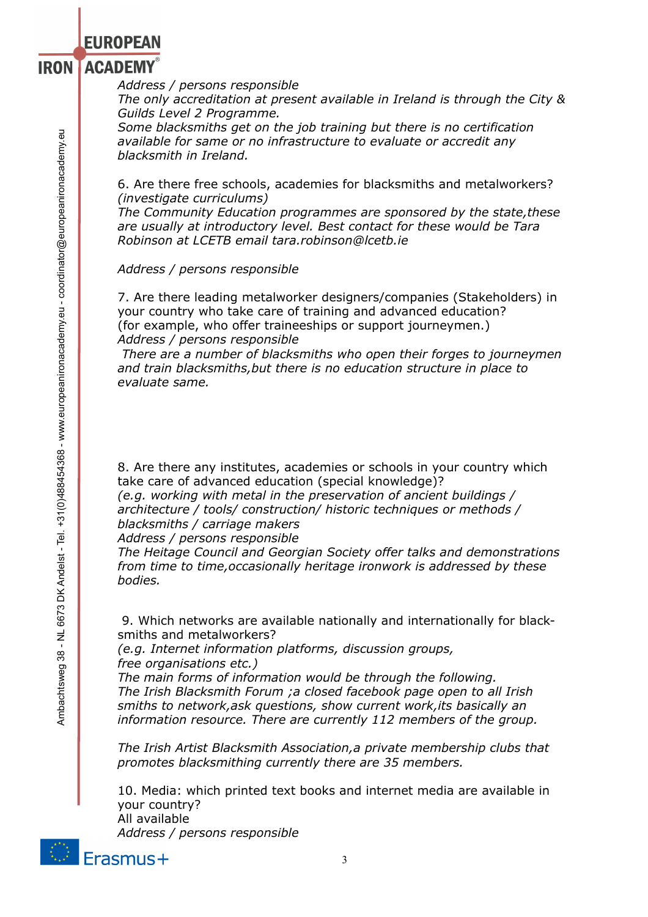*Address / persons responsible*
*The only accreditation at present available in Ireland is through the City & Guilds Level 2 Programme.*
*Some blacksmiths get on the job training but there is no certification available for same or no infrastructure to evaluate or accredit any blacksmith in Ireland.*

6. Are there free schools, academies for blacksmiths and metalworkers?
*(investigate curriculums)*
*The Community Education programmes are sponsored by the state,these are usually at introductory level. Best contact for these would be Tara Robinson at LCETB email tara.robinson@lcetb.ie*

*Address / persons responsible*

7. Are there leading metalworker designers/companies (Stakeholders) in your country who take care of training and advanced education?
(for example, who offer traineeships or support journeymen.)
*Address / persons responsible*
*There are a number of blacksmiths who open their forges to journeymen and train blacksmiths,but there is no education structure in place to evaluate same.*

8. Are there any institutes, academies or schools in your country which take care of advanced education (special knowledge)?
*(e.g. working with metal in the preservation of ancient buildings / architecture / tools/ construction/ historic techniques or methods / blacksmiths / carriage makers*
*Address / persons responsible*
*The Heitage Council and Georgian Society offer talks and demonstrations from time to time,occasionally heritage ironwork is addressed by these bodies.*

9. Which networks are available nationally and internationally for black-smiths and metalworkers?
*(e.g. Internet information platforms, discussion groups, free organisations etc.)*
*The main forms of information would be through the following.*
*The Irish Blacksmith Forum ;a closed facebook page open to all Irish smiths to network,ask questions, show current work,its basically an information resource. There are currently 112 members of the group.*

*The Irish Artist Blacksmith Association,a private membership clubs that promotes blacksmithing currently there are 35 members.*

10. Media: which printed text books and internet media are available in your country?
All available
*Address / persons responsible*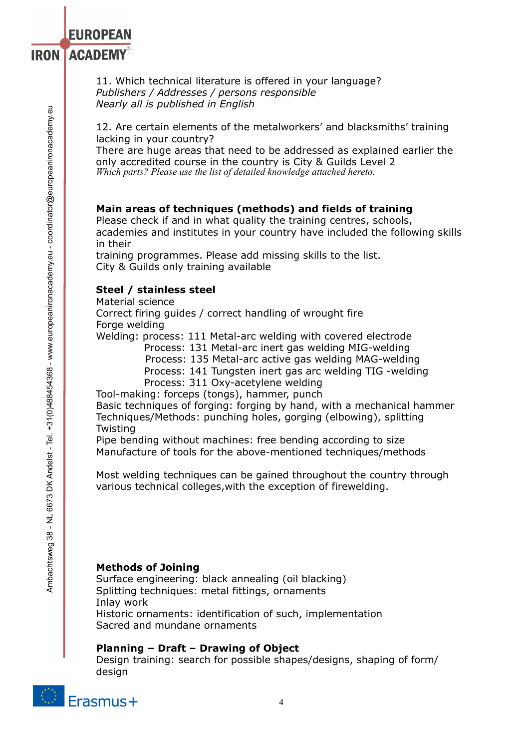11. Which technical literature is offered in your language?
*Publishers / Addresses / persons responsible*
*Nearly all is published in English*

12. Are certain elements of the metalworkers' and blacksmiths' training lacking in your country?
There are huge areas that need to be addressed as explained earlier the only accredited course in the country is City & Guilds Level 2
*Which parts? Please use the list of detailed knowledge attached hereto.*

**Main areas of techniques (methods) and fields of training**
Please check if and in what quality the training centres, schools, academies and institutes in your country have included the following skills in their
training programmes. Please add missing skills to the list.
City & Guilds only training available

**Steel / stainless steel**
Material science
Correct firing guides / correct handling of wrought fire
Forge welding
Welding: process: 111 Metal-arc welding with covered electrode
Process: 131 Metal-arc inert gas welding MIG-welding
Process: 135 Metal-arc active gas welding MAG-welding
Process: 141 Tungsten inert gas arc welding TIG -welding
Process: 311 Oxy-acetylene welding
Tool-making: forceps (tongs), hammer, punch
Basic techniques of forging: forging by hand, with a mechanical hammer
Techniques/Methods: punching holes, gorging (elbowing), splitting
Twisting
Pipe bending without machines: free bending according to size
Manufacture of tools for the above-mentioned techniques/methods

Most welding techniques can be gained throughout the country through various technical colleges,with the exception of firewelding.

**Methods of Joining**
Surface engineering: black annealing (oil blacking)
Splitting techniques: metal fittings, ornaments
Inlay work
Historic ornaments: identification of such, implementation
Sacred and mundane ornaments

**Planning – Draft – Drawing of Object**
Design training: search for possible shapes/designs, shaping of form/design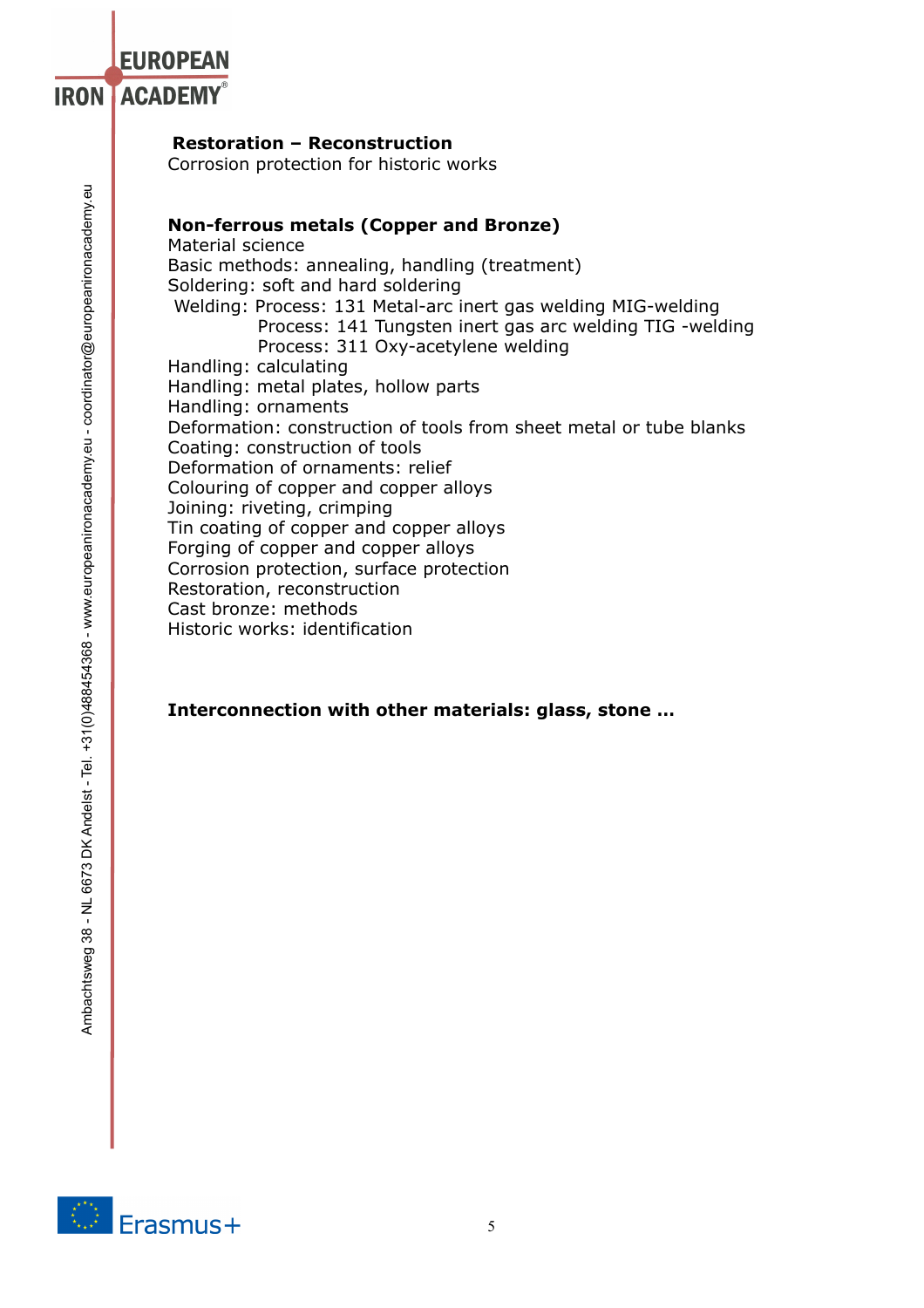**Restoration – Reconstruction**
Corrosion protection for historic works

**Non-ferrous metals (Copper and Bronze)**
Material science
Basic methods: annealing, handling (treatment)
Soldering: soft and hard soldering
Welding: Process: 131 Metal-arc inert gas welding MIG-welding
Process: 141 Tungsten inert gas arc welding TIG -welding
Process: 311 Oxy-acetylene welding
Handling: calculating
Handling: metal plates, hollow parts
Handling: ornaments
Deformation: construction of tools from sheet metal or tube blanks
Coating: construction of tools
Deformation of ornaments: relief
Colouring of copper and copper alloys
Joining: riveting, crimping
Tin coating of copper and copper alloys
Forging of copper and copper alloys
Corrosion protection, surface protection
Restoration, reconstruction
Cast bronze: methods
Historic works: identification

**Interconnection with other materials: glass, stone …**